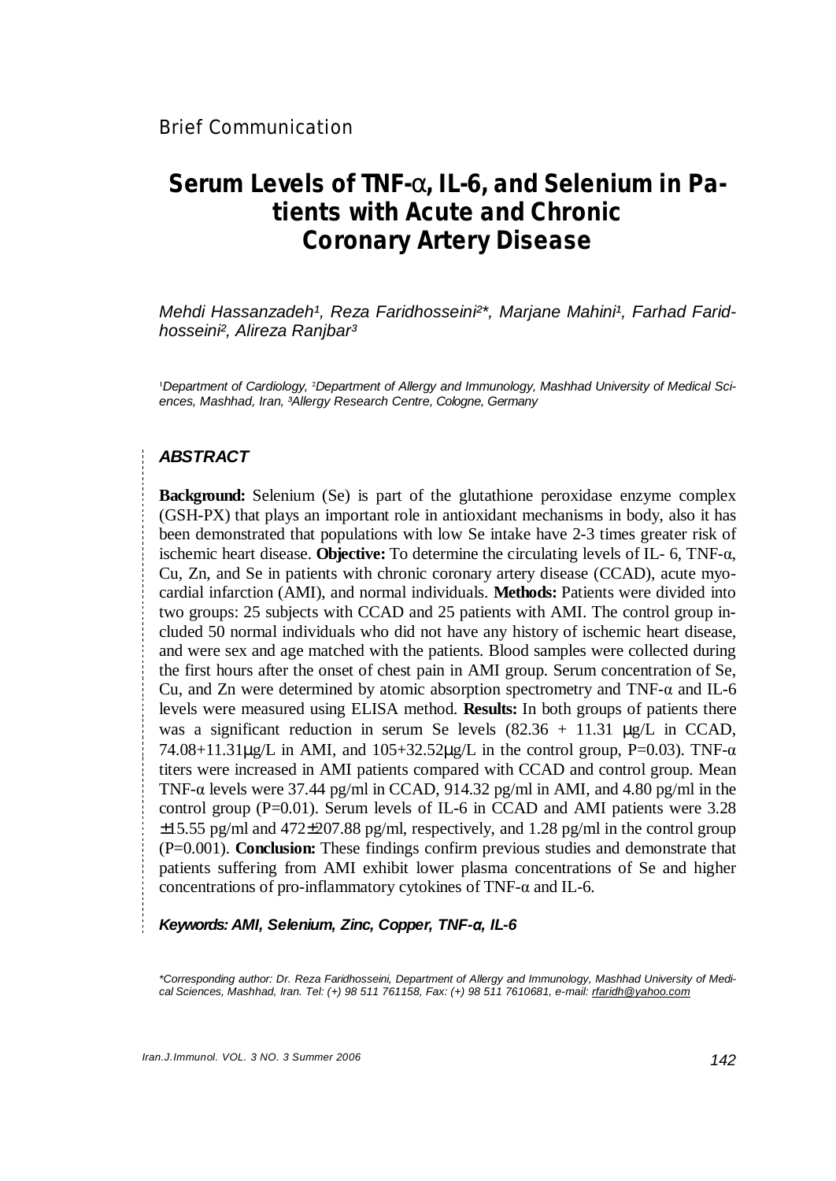Brief Communication

# Serum Levels of TNF-α, IL-6, and Selenium in Patients with Acute and Chronic Coronary Artery Disease

*Mehdi Hassanzadeh[1], Reza Faridhosseini[2*], Marjane Mahini[1], Farhad Faridhosseini[2], Alireza Ranjbar[3]*

*[1]Department of Cardiology, [2]Department of Allergy and Immunology, Mashhad University of Medical Sciences, Mashhad, Iran, [3]Allergy Research Centre, Cologne, Germany*

### *ABSTRACT*

**Background:** Selenium (Se) is part of the glutathione peroxidase enzyme complex (GSH-PX) that plays an important role in antioxidant mechanisms in body, also it has been demonstrated that populations with low Se intake have 2-3 times greater risk of ischemic heart disease. **Objective:** To determine the circulating levels of IL- 6, TNF-α, Cu, Zn, and Se in patients with chronic coronary artery disease (CCAD), acute myocardial infarction (AMI), and normal individuals. **Methods:** Patients were divided into two groups: 25 subjects with CCAD and 25 patients with AMI. The control group included 50 normal individuals who did not have any history of ischemic heart disease, and were sex and age matched with the patients. Blood samples were collected during the first hours after the onset of chest pain in AMI group. Serum concentration of Se, Cu, and Zn were determined by atomic absorption spectrometry and TNF-α and IL-6 levels were measured using ELISA method. **Results:** In both groups of patients there was a significant reduction in serum Se levels (82.36 + 11.31 μg/L in CCAD, 74.08+11.31μg/L in AMI, and 105+32.52μg/L in the control group, P=0.03). TNF-α titers were increased in AMI patients compared with CCAD and control group. Mean TNF-α levels were 37.44 pg/ml in CCAD, 914.32 pg/ml in AMI, and 4.80 pg/ml in the control group (P=0.01). Serum levels of IL-6 in CCAD and AMI patients were 3.28 ±15.55 pg/ml and 472±207.88 pg/ml, respectively, and 1.28 pg/ml in the control group (P=0.001). **Conclusion:** These findings confirm previous studies and demonstrate that patients suffering from AMI exhibit lower plasma concentrations of Se and higher concentrations of pro-inflammatory cytokines of TNF-α and IL-6.

***Keywords: AMI, Selenium, Zinc, Copper, TNF-α, IL-6***

*\*Corresponding author: Dr. Reza Faridhosseini, Department of Allergy and Immunology, Mashhad University of Medical Sciences, Mashhad, Iran. Tel: (+) 98 511 761158, Fax: (+) 98 511 7610681, e-mail: rfaridh@yahoo.com*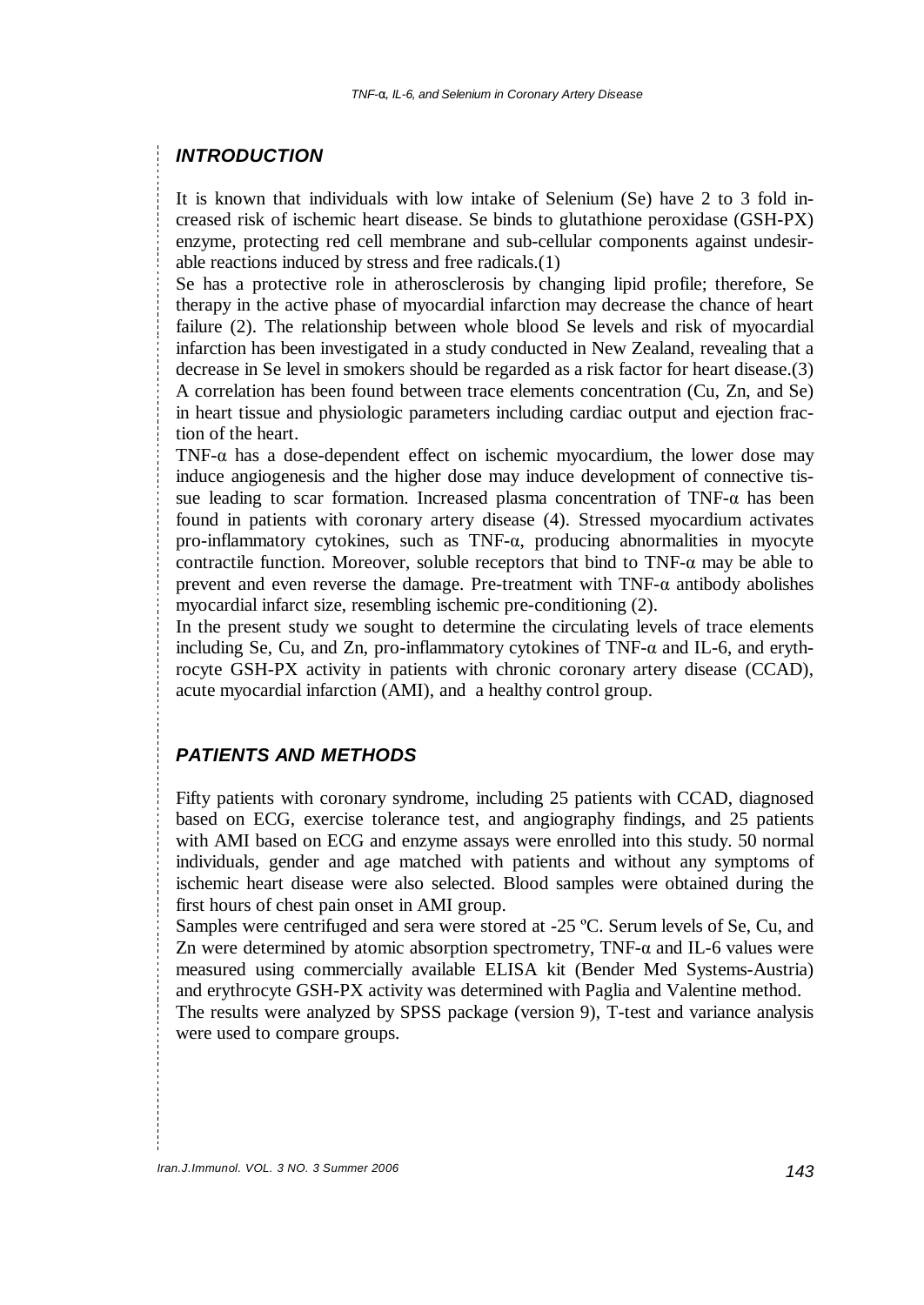## *INTRODUCTION*

It is known that individuals with low intake of Selenium (Se) have 2 to 3 fold increased risk of ischemic heart disease. Se binds to glutathione peroxidase (GSH-PX) enzyme, protecting red cell membrane and sub-cellular components against undesirable reactions induced by stress and free radicals.(1)

Se has a protective role in atherosclerosis by changing lipid profile; therefore, Se therapy in the active phase of myocardial infarction may decrease the chance of heart failure (2). The relationship between whole blood Se levels and risk of myocardial infarction has been investigated in a study conducted in New Zealand, revealing that a decrease in Se level in smokers should be regarded as a risk factor for heart disease.(3)

A correlation has been found between trace elements concentration (Cu, Zn, and Se) in heart tissue and physiologic parameters including cardiac output and ejection fraction of the heart.

TNF-α has a dose-dependent effect on ischemic myocardium, the lower dose may induce angiogenesis and the higher dose may induce development of connective tissue leading to scar formation. Increased plasma concentration of TNF-α has been found in patients with coronary artery disease (4). Stressed myocardium activates pro-inflammatory cytokines, such as TNF-α, producing abnormalities in myocyte contractile function. Moreover, soluble receptors that bind to TNF-α may be able to prevent and even reverse the damage. Pre-treatment with TNF-α antibody abolishes myocardial infarct size, resembling ischemic pre-conditioning (2).

In the present study we sought to determine the circulating levels of trace elements including Se, Cu, and Zn, pro-inflammatory cytokines of TNF-α and IL-6, and erythrocyte GSH-PX activity in patients with chronic coronary artery disease (CCAD), acute myocardial infarction (AMI), and a healthy control group.

## *PATIENTS AND METHODS*

Fifty patients with coronary syndrome, including 25 patients with CCAD, diagnosed based on ECG, exercise tolerance test, and angiography findings, and 25 patients with AMI based on ECG and enzyme assays were enrolled into this study. 50 normal individuals, gender and age matched with patients and without any symptoms of ischemic heart disease were also selected. Blood samples were obtained during the first hours of chest pain onset in AMI group.

Samples were centrifuged and sera were stored at -25 ºC. Serum levels of Se, Cu, and Zn were determined by atomic absorption spectrometry, TNF-α and IL-6 values were measured using commercially available ELISA kit (Bender Med Systems-Austria) and erythrocyte GSH-PX activity was determined with Paglia and Valentine method.

The results were analyzed by SPSS package (version 9), T-test and variance analysis were used to compare groups.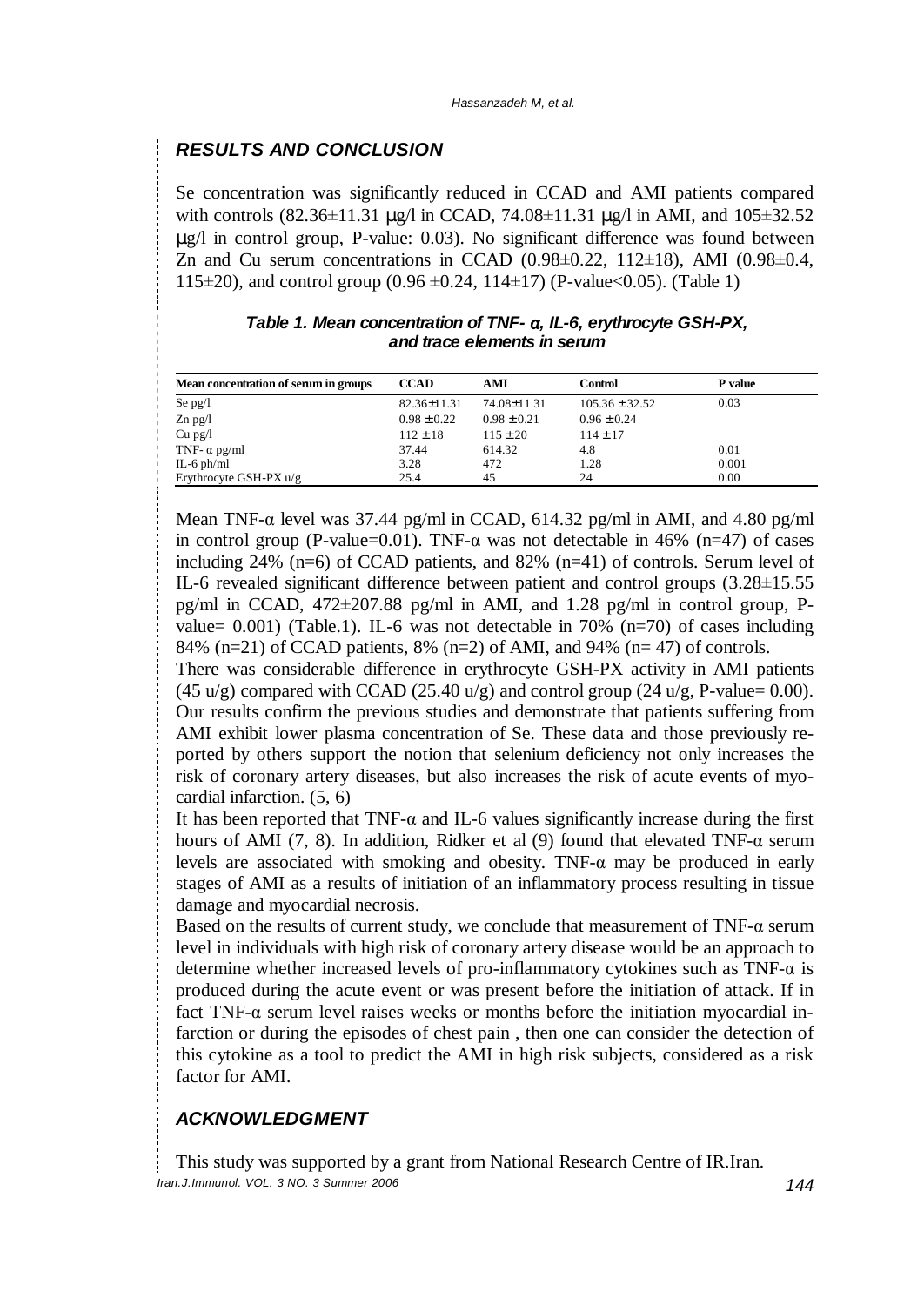## RESULTS AND CONCLUSION

Se concentration was significantly reduced in CCAD and AMI patients compared with controls (82.36±11.31 μg/l in CCAD, 74.08±11.31 μg/l in AMI, and 105±32.52 μg/l in control group, P-value: 0.03). No significant difference was found between Zn and Cu serum concentrations in CCAD (0.98±0.22, 112±18), AMI (0.98±0.4, 115±20), and control group (0.96 ±0.24, 114±17) (P-value<0.05). (Table 1)

**Table 1. Mean concentration of TNF- α, IL-6, erythrocyte GSH-PX, and trace elements in serum**

| Mean concentration of serum in groups | CCAD | AMI | Control | P value |
|---|---|---|---|---|
| Se pg/l | 82.36±11.31 | 74.08±11.31 | 105.36 ± 32.52 | 0.03 |
| Zn pg/l | 0.98 ± 0.22 | 0.98 ± 0.21 | 0.96 ± 0.24 | |
| Cu pg/l | 112 ± 18 | 115 ± 20 | 114 ± 17 | |
| TNF- α pg/ml | 37.44 | 614.32 | 4.8 | 0.01 |
| IL-6 ph/ml | 3.28 | 472 | 1.28 | 0.001 |
| Erythrocyte GSH-PX u/g | 25.4 | 45 | 24 | 0.00 |

Mean TNF-α level was 37.44 pg/ml in CCAD, 614.32 pg/ml in AMI, and 4.80 pg/ml in control group (P-value=0.01). TNF-α was not detectable in 46% (n=47) of cases including 24% (n=6) of CCAD patients, and 82% (n=41) of controls. Serum level of IL-6 revealed significant difference between patient and control groups (3.28±15.55 pg/ml in CCAD, 472±207.88 pg/ml in AMI, and 1.28 pg/ml in control group, P-value= 0.001) (Table.1). IL-6 was not detectable in 70% (n=70) of cases including 84% (n=21) of CCAD patients, 8% (n=2) of AMI, and 94% (n= 47) of controls.

There was considerable difference in erythrocyte GSH-PX activity in AMI patients (45 u/g) compared with CCAD (25.40 u/g) and control group (24 u/g, P-value= 0.00). Our results confirm the previous studies and demonstrate that patients suffering from AMI exhibit lower plasma concentration of Se. These data and those previously reported by others support the notion that selenium deficiency not only increases the risk of coronary artery diseases, but also increases the risk of acute events of myocardial infarction. (5, 6)

It has been reported that TNF-α and IL-6 values significantly increase during the first hours of AMI (7, 8). In addition, Ridker et al (9) found that elevated TNF-α serum levels are associated with smoking and obesity. TNF-α may be produced in early stages of AMI as a results of initiation of an inflammatory process resulting in tissue damage and myocardial necrosis.

Based on the results of current study, we conclude that measurement of TNF-α serum level in individuals with high risk of coronary artery disease would be an approach to determine whether increased levels of pro-inflammatory cytokines such as TNF-α is produced during the acute event or was present before the initiation of attack. If in fact TNF-α serum level raises weeks or months before the initiation myocardial infarction or during the episodes of chest pain , then one can consider the detection of this cytokine as a tool to predict the AMI in high risk subjects, considered as a risk factor for AMI.

## ACKNOWLEDGMENT

This study was supported by a grant from National Research Centre of IR.Iran.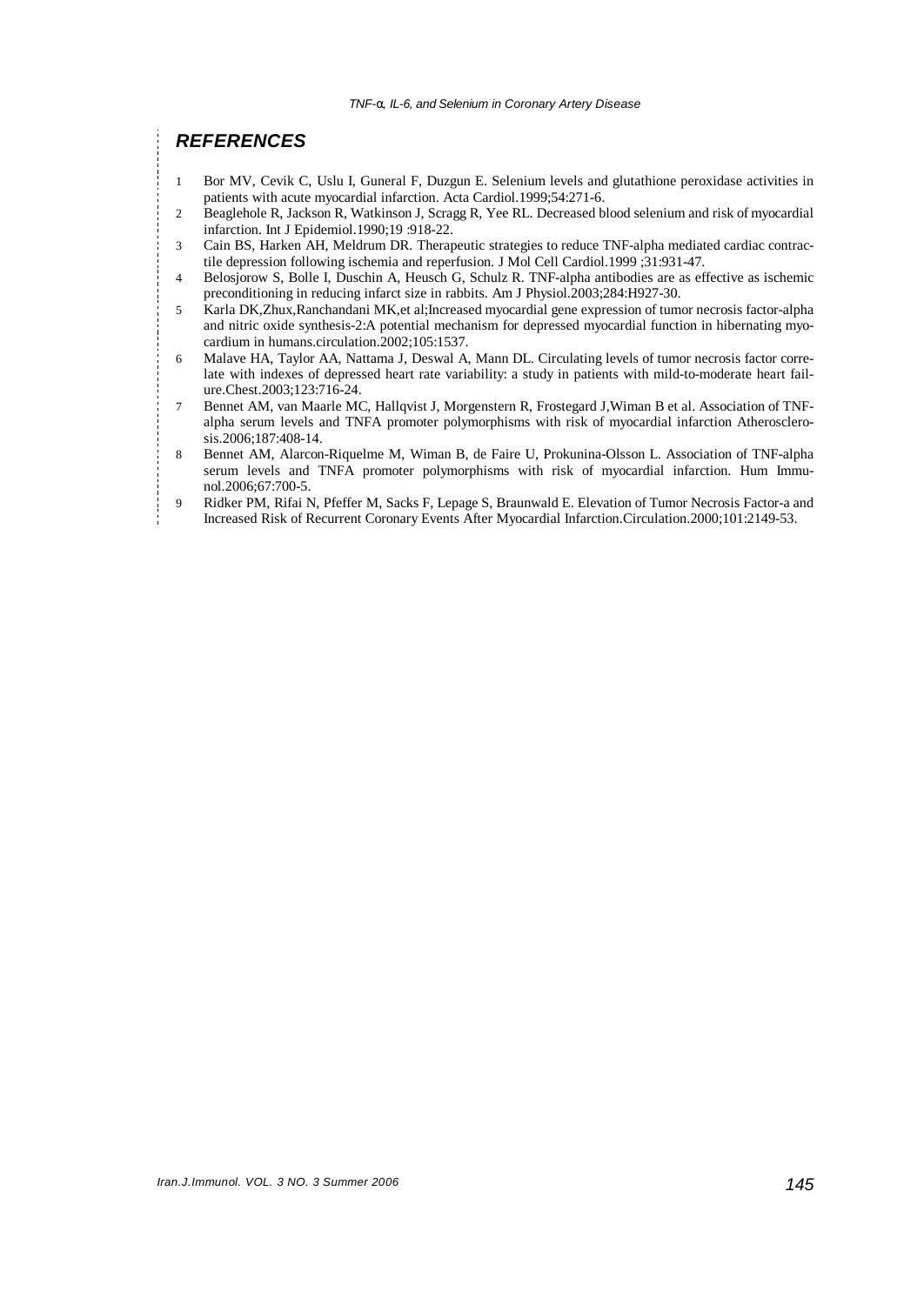## REFERENCES

1. Bor MV, Cevik C, Uslu I, Guneral F, Duzgun E. Selenium levels and glutathione peroxidase activities in patients with acute myocardial infarction. Acta Cardiol.1999;54:271-6.
2. Beaglehole R, Jackson R, Watkinson J, Scragg R, Yee RL. Decreased blood selenium and risk of myocardial infarction. Int J Epidemiol.1990;19 :918-22.
3. Cain BS, Harken AH, Meldrum DR. Therapeutic strategies to reduce TNF-alpha mediated cardiac contractile depression following ischemia and reperfusion. J Mol Cell Cardiol.1999 ;31:931-47.
4. Belosjorow S, Bolle I, Duschin A, Heusch G, Schulz R. TNF-alpha antibodies are as effective as ischemic preconditioning in reducing infarct size in rabbits. Am J Physiol.2003;284:H927-30.
5. Karla DK,Zhux,Ranchandani MK,et al;Increased myocardial gene expression of tumor necrosis factor-alpha and nitric oxide synthesis-2:A potential mechanism for depressed myocardial function in hibernating myocardium in humans.circulation.2002;105:1537.
6. Malave HA, Taylor AA, Nattama J, Deswal A, Mann DL. Circulating levels of tumor necrosis factor correlate with indexes of depressed heart rate variability: a study in patients with mild-to-moderate heart failure.Chest.2003;123:716-24.
7. Bennet AM, van Maarle MC, Hallqvist J, Morgenstern R, Frostegard J,Wiman B et al. Association of TNF-alpha serum levels and TNFA promoter polymorphisms with risk of myocardial infarction Atherosclerosis.2006;187:408-14.
8. Bennet AM, Alarcon-Riquelme M, Wiman B, de Faire U, Prokunina-Olsson L. Association of TNF-alpha serum levels and TNFA promoter polymorphisms with risk of myocardial infarction. Hum Immunol.2006;67:700-5.
9. Ridker PM, Rifai N, Pfeffer M, Sacks F, Lepage S, Braunwald E. Elevation of Tumor Necrosis Factor-a and Increased Risk of Recurrent Coronary Events After Myocardial Infarction.Circulation.2000;101:2149-53.